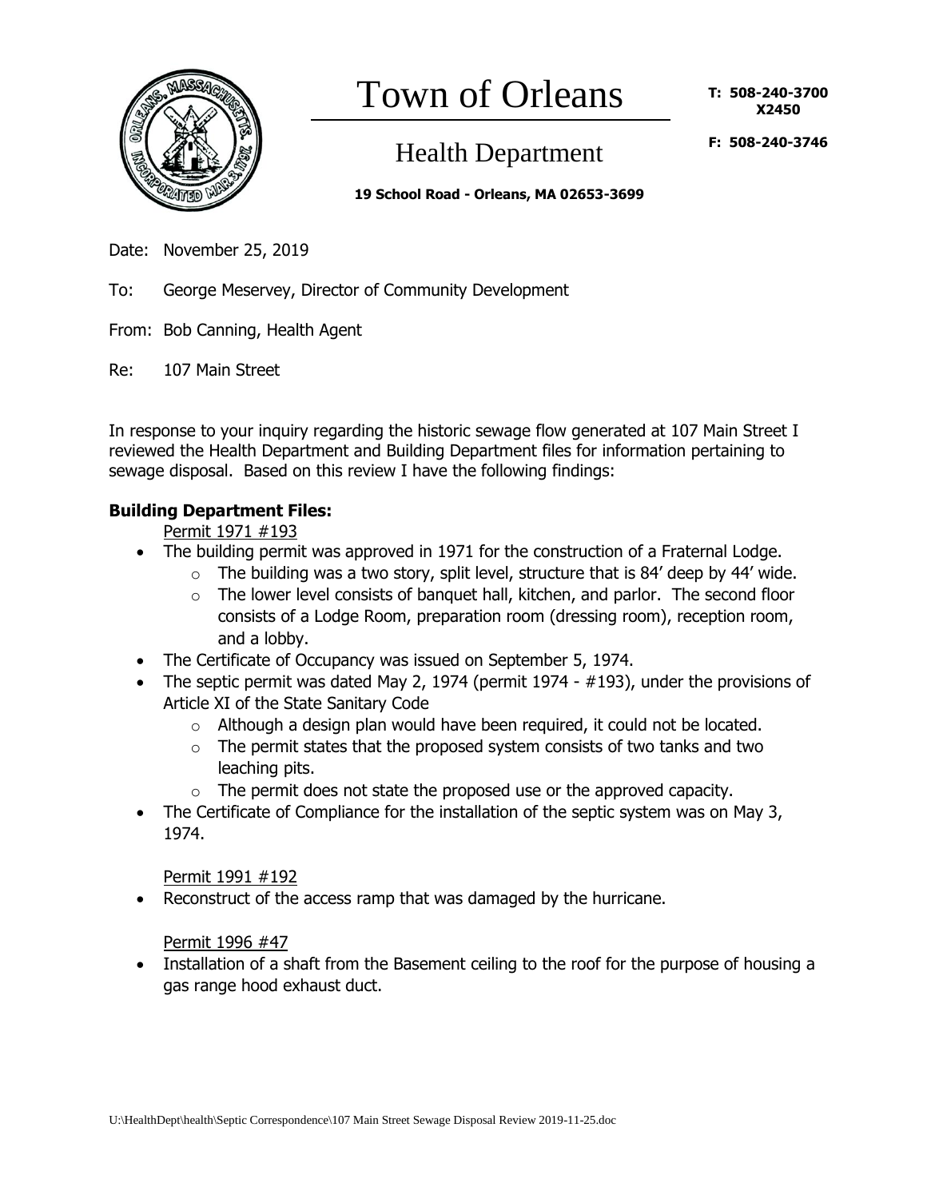# Town of Orleans

## Health Department

**19 School Road - Orleans, MA 02653-3699**

**T: 508-240-3700 X2450**

**F: 508-240-3746**

Date: November 25, 2019

To: George Meservey, Director of Community Development

From: Bob Canning, Health Agent

Re: 107 Main Street

In response to your inquiry regarding the historic sewage flow generated at 107 Main Street I reviewed the Health Department and Building Department files for information pertaining to sewage disposal. Based on this review I have the following findings:

**Building Department Files:**

Permit 1971 #193

- The building permit was approved in 1971 for the construction of a Fraternal Lodge.
  - The building was a two story, split level, structure that is 84' deep by 44' wide.
  - The lower level consists of banquet hall, kitchen, and parlor. The second floor consists of a Lodge Room, preparation room (dressing room), reception room, and a lobby.
- The Certificate of Occupancy was issued on September 5, 1974.
- The septic permit was dated May 2, 1974 (permit 1974 - #193), under the provisions of Article XI of the State Sanitary Code
  - Although a design plan would have been required, it could not be located.
  - The permit states that the proposed system consists of two tanks and two leaching pits.
  - The permit does not state the proposed use or the approved capacity.
- The Certificate of Compliance for the installation of the septic system was on May 3, 1974.

Permit 1991 #192

- Reconstruct of the access ramp that was damaged by the hurricane.

Permit 1996 #47

- Installation of a shaft from the Basement ceiling to the roof for the purpose of housing a gas range hood exhaust duct.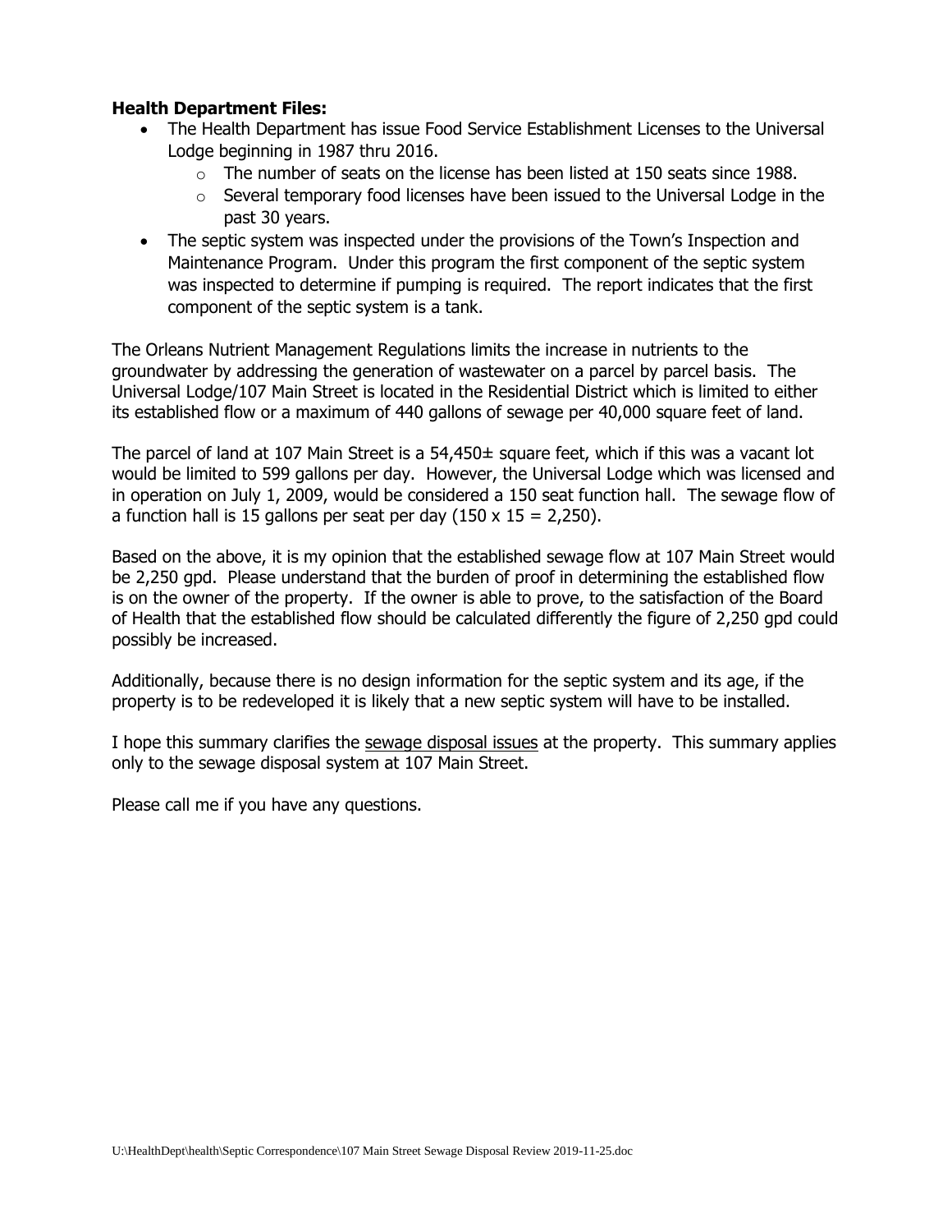**Health Department Files:**

- The Health Department has issue Food Service Establishment Licenses to the Universal Lodge beginning in 1987 thru 2016.
    - The number of seats on the license has been listed at 150 seats since 1988.
    - Several temporary food licenses have been issued to the Universal Lodge in the past 30 years.
- The septic system was inspected under the provisions of the Town's Inspection and Maintenance Program. Under this program the first component of the septic system was inspected to determine if pumping is required. The report indicates that the first component of the septic system is a tank.

The Orleans Nutrient Management Regulations limits the increase in nutrients to the groundwater by addressing the generation of wastewater on a parcel by parcel basis. The Universal Lodge/107 Main Street is located in the Residential District which is limited to either its established flow or a maximum of 440 gallons of sewage per 40,000 square feet of land.

The parcel of land at 107 Main Street is a 54,450± square feet, which if this was a vacant lot would be limited to 599 gallons per day. However, the Universal Lodge which was licensed and in operation on July 1, 2009, would be considered a 150 seat function hall. The sewage flow of a function hall is 15 gallons per seat per day (150 x 15 = 2,250).

Based on the above, it is my opinion that the established sewage flow at 107 Main Street would be 2,250 gpd. Please understand that the burden of proof in determining the established flow is on the owner of the property. If the owner is able to prove, to the satisfaction of the Board of Health that the established flow should be calculated differently the figure of 2,250 gpd could possibly be increased.

Additionally, because there is no design information for the septic system and its age, if the property is to be redeveloped it is likely that a new septic system will have to be installed.

I hope this summary clarifies the <u>sewage disposal issues</u> at the property. This summary applies only to the sewage disposal system at 107 Main Street.

Please call me if you have any questions.

U:\HealthDept\health\Septic Correspondence\107 Main Street Sewage Disposal Review 2019-11-25.doc